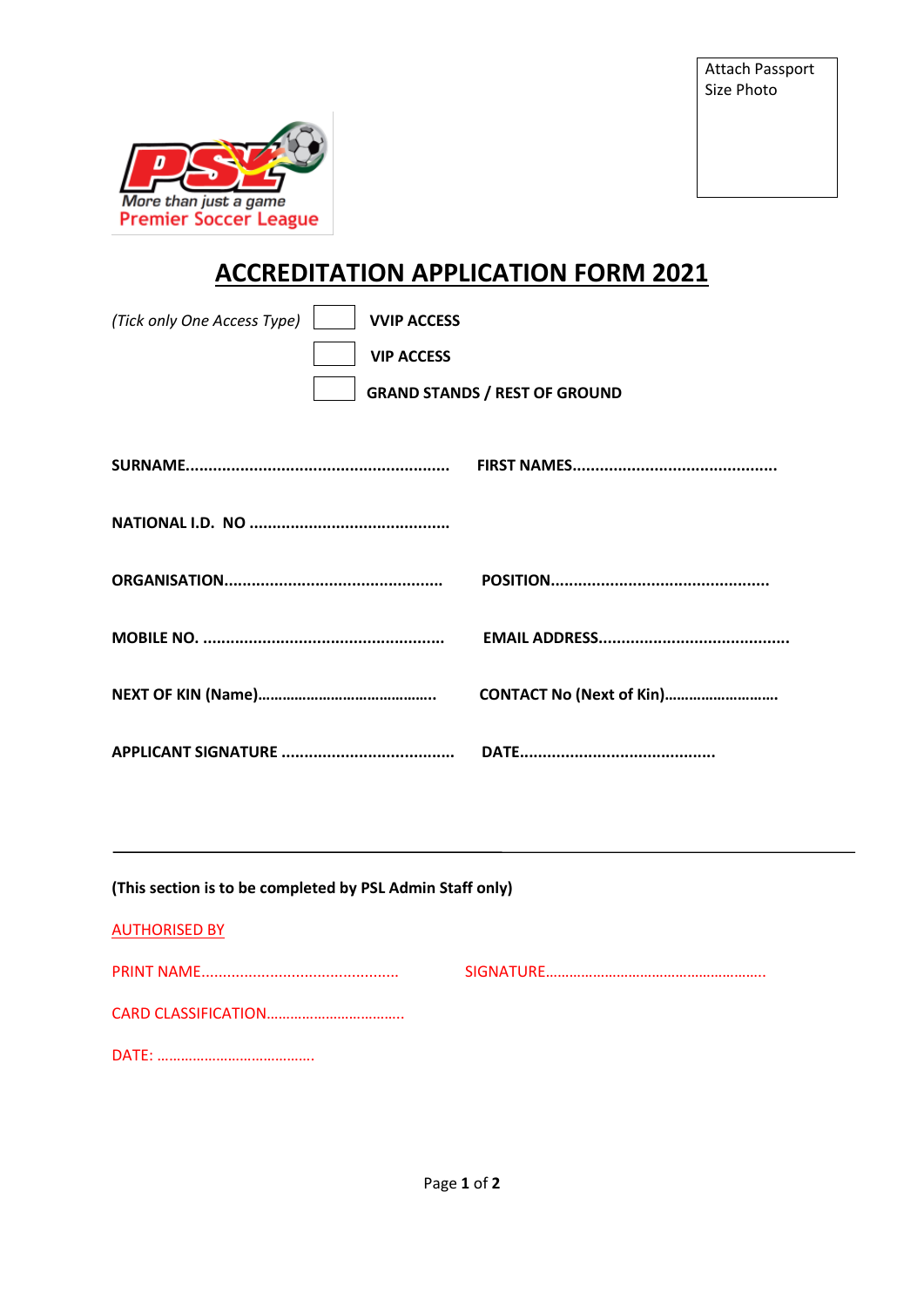Attach Passport Size Photo

More than just a game
Premier Soccer League

# ACCREDITATION APPLICATION FORM 2021

*(Tick only One Access Type)*

☐ **VVIP ACCESS**

☐ **VIP ACCESS**

☐ **GRAND STANDS / REST OF GROUND**

**SURNAME.........................................................** **FIRST NAMES............................................**

**NATIONAL I.D. NO ............................................**

**ORGANISATION...............................................** **POSITION...............................................**

**MOBILE NO. ....................................................** **EMAIL ADDRESS.........................................**

**NEXT OF KIN (Name)...........................................** **CONTACT No (Next of Kin)............................**

**APPLICANT SIGNATURE ......................................** **DATE...........................................**

---

**(This section is to be completed by PSL Admin Staff only)**

AUTHORISED BY

PRINT NAME.............................................. SIGNATURE.......................................................

CARD CLASSIFICATION..................................

DATE: ........................................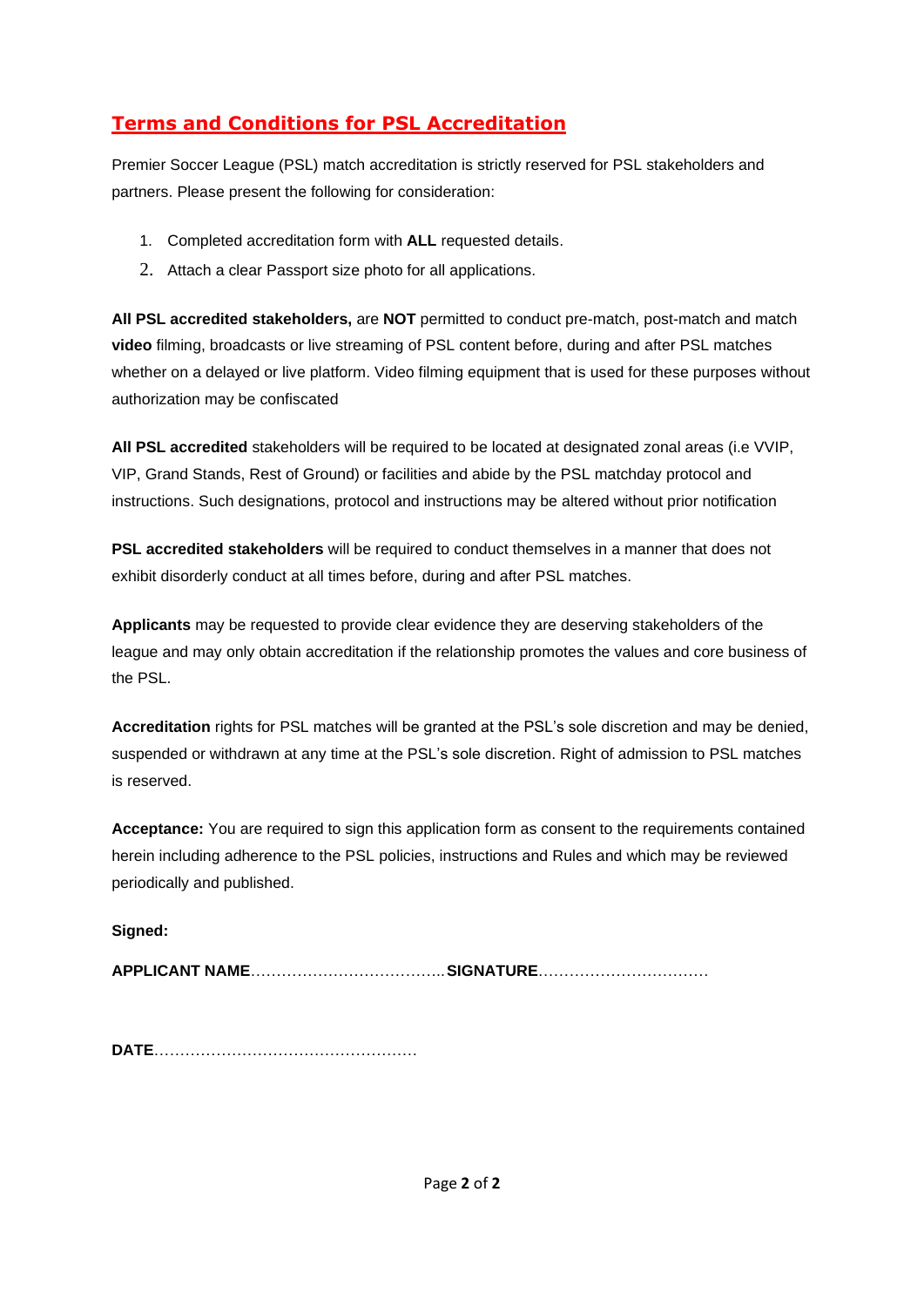## Terms and Conditions for PSL Accreditation

Premier Soccer League (PSL) match accreditation is strictly reserved for PSL stakeholders and partners. Please present the following for consideration:

1. Completed accreditation form with **ALL** requested details.
2. Attach a clear Passport size photo for all applications.

**All PSL accredited stakeholders,** are **NOT** permitted to conduct pre-match, post-match and match **video** filming, broadcasts or live streaming of PSL content before, during and after PSL matches whether on a delayed or live platform. Video filming equipment that is used for these purposes without authorization may be confiscated

**All PSL accredited** stakeholders will be required to be located at designated zonal areas (i.e VVIP, VIP, Grand Stands, Rest of Ground) or facilities and abide by the PSL matchday protocol and instructions. Such designations, protocol and instructions may be altered without prior notification

**PSL accredited stakeholders** will be required to conduct themselves in a manner that does not exhibit disorderly conduct at all times before, during and after PSL matches.

**Applicants** may be requested to provide clear evidence they are deserving stakeholders of the league and may only obtain accreditation if the relationship promotes the values and core business of the PSL.

**Accreditation** rights for PSL matches will be granted at the PSL's sole discretion and may be denied, suspended or withdrawn at any time at the PSL's sole discretion. Right of admission to PSL matches is reserved.

**Acceptance:** You are required to sign this application form as consent to the requirements contained herein including adherence to the PSL policies, instructions and Rules and which may be reviewed periodically and published.

**Signed:**

**APPLICANT NAME**…………………………………**SIGNATURE**……………………………

**DATE**……………………………………………